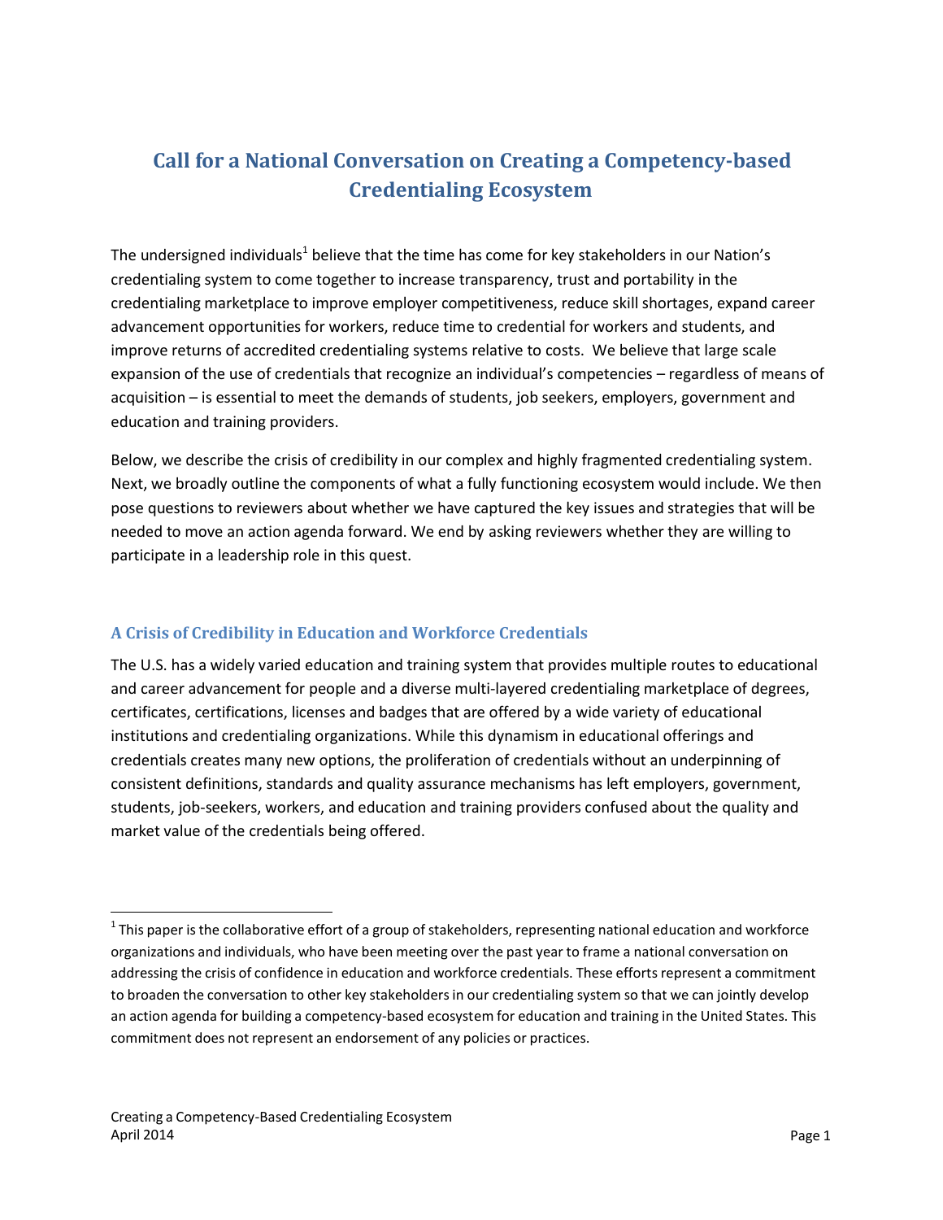# Call for a National Conversation on Creating a Competency-based Credentialing Ecosystem

The undersigned individuals[1] believe that the time has come for key stakeholders in our Nation's credentialing system to come together to increase transparency, trust and portability in the credentialing marketplace to improve employer competitiveness, reduce skill shortages, expand career advancement opportunities for workers, reduce time to credential for workers and students, and improve returns of accredited credentialing systems relative to costs. We believe that large scale expansion of the use of credentials that recognize an individual's competencies – regardless of means of acquisition – is essential to meet the demands of students, job seekers, employers, government and education and training providers.

Below, we describe the crisis of credibility in our complex and highly fragmented credentialing system. Next, we broadly outline the components of what a fully functioning ecosystem would include. We then pose questions to reviewers about whether we have captured the key issues and strategies that will be needed to move an action agenda forward. We end by asking reviewers whether they are willing to participate in a leadership role in this quest.

## A Crisis of Credibility in Education and Workforce Credentials

The U.S. has a widely varied education and training system that provides multiple routes to educational and career advancement for people and a diverse multi-layered credentialing marketplace of degrees, certificates, certifications, licenses and badges that are offered by a wide variety of educational institutions and credentialing organizations. While this dynamism in educational offerings and credentials creates many new options, the proliferation of credentials without an underpinning of consistent definitions, standards and quality assurance mechanisms has left employers, government, students, job-seekers, workers, and education and training providers confused about the quality and market value of the credentials being offered.

[1] This paper is the collaborative effort of a group of stakeholders, representing national education and workforce organizations and individuals, who have been meeting over the past year to frame a national conversation on addressing the crisis of confidence in education and workforce credentials. These efforts represent a commitment to broaden the conversation to other key stakeholders in our credentialing system so that we can jointly develop an action agenda for building a competency-based ecosystem for education and training in the United States. This commitment does not represent an endorsement of any policies or practices.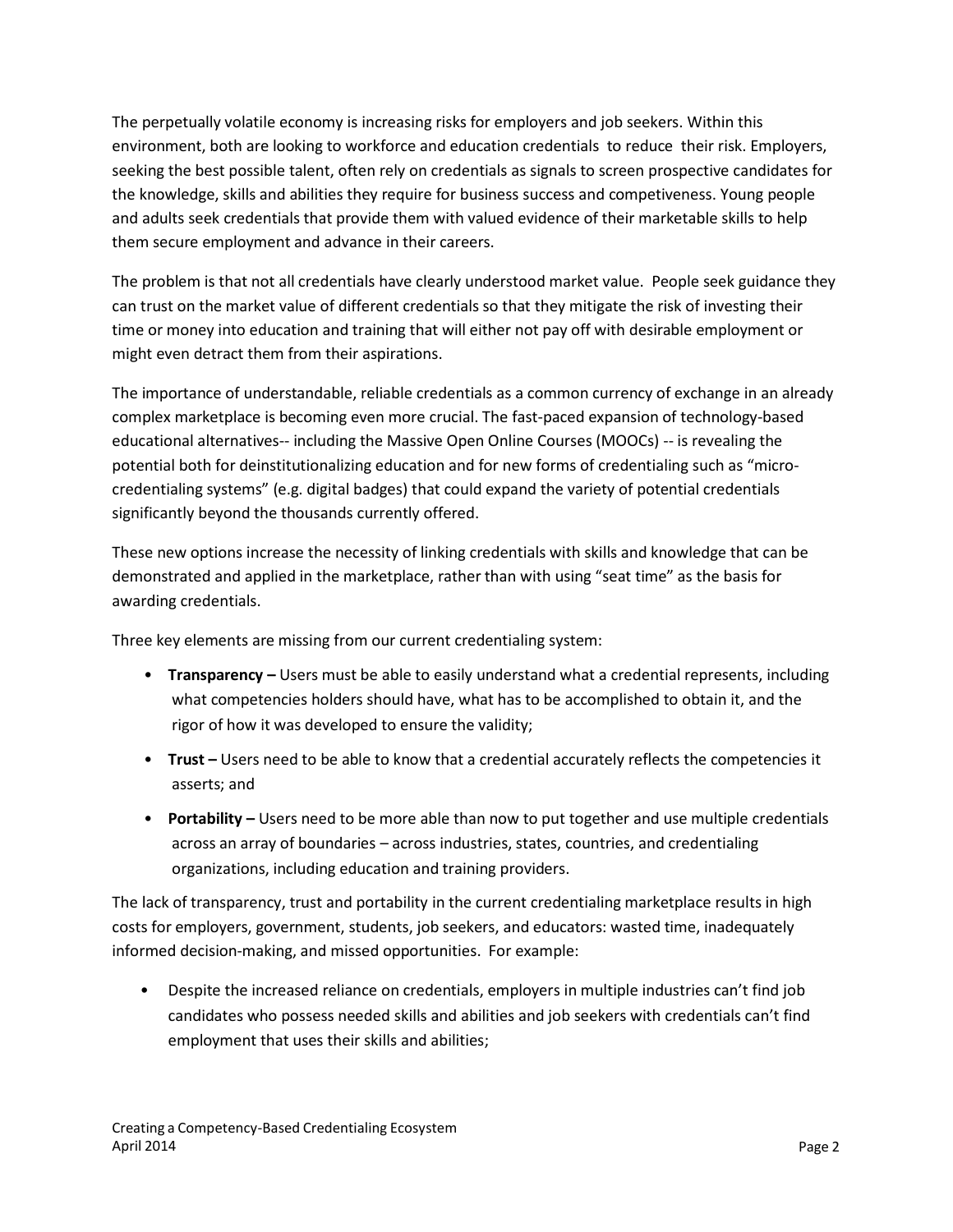The perpetually volatile economy is increasing risks for employers and job seekers. Within this environment, both are looking to workforce and education credentials to reduce their risk. Employers, seeking the best possible talent, often rely on credentials as signals to screen prospective candidates for the knowledge, skills and abilities they require for business success and competiveness. Young people and adults seek credentials that provide them with valued evidence of their marketable skills to help them secure employment and advance in their careers.

The problem is that not all credentials have clearly understood market value. People seek guidance they can trust on the market value of different credentials so that they mitigate the risk of investing their time or money into education and training that will either not pay off with desirable employment or might even detract them from their aspirations.

The importance of understandable, reliable credentials as a common currency of exchange in an already complex marketplace is becoming even more crucial. The fast-paced expansion of technology-based educational alternatives-- including the Massive Open Online Courses (MOOCs) -- is revealing the potential both for deinstitutionalizing education and for new forms of credentialing such as "micro-credentialing systems" (e.g. digital badges) that could expand the variety of potential credentials significantly beyond the thousands currently offered.

These new options increase the necessity of linking credentials with skills and knowledge that can be demonstrated and applied in the marketplace, rather than with using "seat time" as the basis for awarding credentials.

Three key elements are missing from our current credentialing system:

- **Transparency –** Users must be able to easily understand what a credential represents, including what competencies holders should have, what has to be accomplished to obtain it, and the rigor of how it was developed to ensure the validity;
- **Trust –** Users need to be able to know that a credential accurately reflects the competencies it asserts; and
- **Portability –** Users need to be more able than now to put together and use multiple credentials across an array of boundaries – across industries, states, countries, and credentialing organizations, including education and training providers.

The lack of transparency, trust and portability in the current credentialing marketplace results in high costs for employers, government, students, job seekers, and educators: wasted time, inadequately informed decision-making, and missed opportunities. For example:

- Despite the increased reliance on credentials, employers in multiple industries can't find job candidates who possess needed skills and abilities and job seekers with credentials can't find employment that uses their skills and abilities;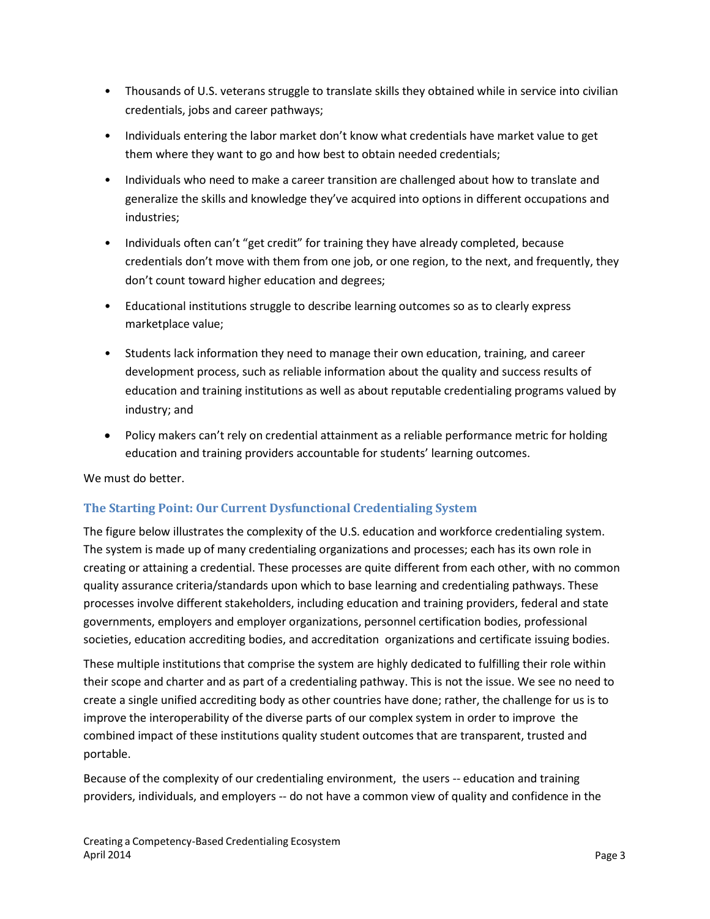- Thousands of U.S. veterans struggle to translate skills they obtained while in service into civilian credentials, jobs and career pathways;
- Individuals entering the labor market don't know what credentials have market value to get them where they want to go and how best to obtain needed credentials;
- Individuals who need to make a career transition are challenged about how to translate and generalize the skills and knowledge they've acquired into options in different occupations and industries;
- Individuals often can't "get credit" for training they have already completed, because credentials don't move with them from one job, or one region, to the next, and frequently, they don't count toward higher education and degrees;
- Educational institutions struggle to describe learning outcomes so as to clearly express marketplace value;
- Students lack information they need to manage their own education, training, and career development process, such as reliable information about the quality and success results of education and training institutions as well as about reputable credentialing programs valued by industry; and
- Policy makers can't rely on credential attainment as a reliable performance metric for holding education and training providers accountable for students' learning outcomes.

We must do better.

### The Starting Point: Our Current Dysfunctional Credentialing System

The figure below illustrates the complexity of the U.S. education and workforce credentialing system. The system is made up of many credentialing organizations and processes; each has its own role in creating or attaining a credential. These processes are quite different from each other, with no common quality assurance criteria/standards upon which to base learning and credentialing pathways. These processes involve different stakeholders, including education and training providers, federal and state governments, employers and employer organizations, personnel certification bodies, professional societies, education accrediting bodies, and accreditation organizations and certificate issuing bodies.

These multiple institutions that comprise the system are highly dedicated to fulfilling their role within their scope and charter and as part of a credentialing pathway. This is not the issue. We see no need to create a single unified accrediting body as other countries have done; rather, the challenge for us is to improve the interoperability of the diverse parts of our complex system in order to improve the combined impact of these institutions quality student outcomes that are transparent, trusted and portable.

Because of the complexity of our credentialing environment, the users -- education and training providers, individuals, and employers -- do not have a common view of quality and confidence in the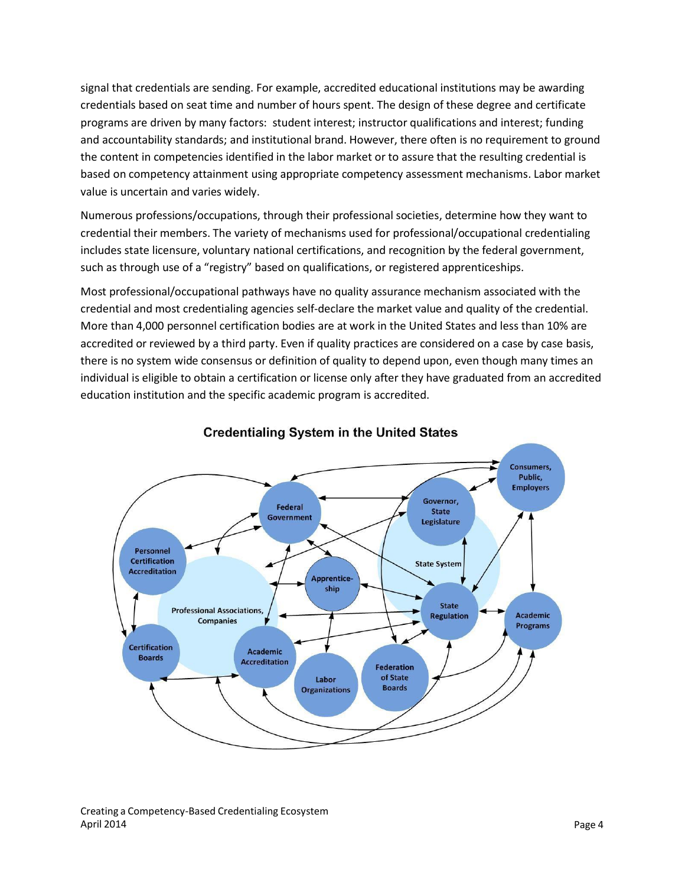signal that credentials are sending. For example, accredited educational institutions may be awarding credentials based on seat time and number of hours spent. The design of these degree and certificate programs are driven by many factors: student interest; instructor qualifications and interest; funding and accountability standards; and institutional brand. However, there often is no requirement to ground the content in competencies identified in the labor market or to assure that the resulting credential is based on competency attainment using appropriate competency assessment mechanisms. Labor market value is uncertain and varies widely.

Numerous professions/occupations, through their professional societies, determine how they want to credential their members. The variety of mechanisms used for professional/occupational credentialing includes state licensure, voluntary national certifications, and recognition by the federal government, such as through use of a "registry" based on qualifications, or registered apprenticeships.

Most professional/occupational pathways have no quality assurance mechanism associated with the credential and most credentialing agencies self-declare the market value and quality of the credential. More than 4,000 personnel certification bodies are at work in the United States and less than 10% are accredited or reviewed by a third party. Even if quality practices are considered on a case by case basis, there is no system wide consensus or definition of quality to depend upon, even though many times an individual is eligible to obtain a certification or license only after they have graduated from an accredited education institution and the specific academic program is accredited.

**Credentialing System in the United States**

Consumers, Public, Employers
Federal Government
Governor, State Legislature
Personnel Certification Accreditation
State System
Apprenticeship
Professional Associations, Companies
State Regulation
Academic Programs
Certification Boards
Academic Accreditation
Labor Organizations
Federation of State Boards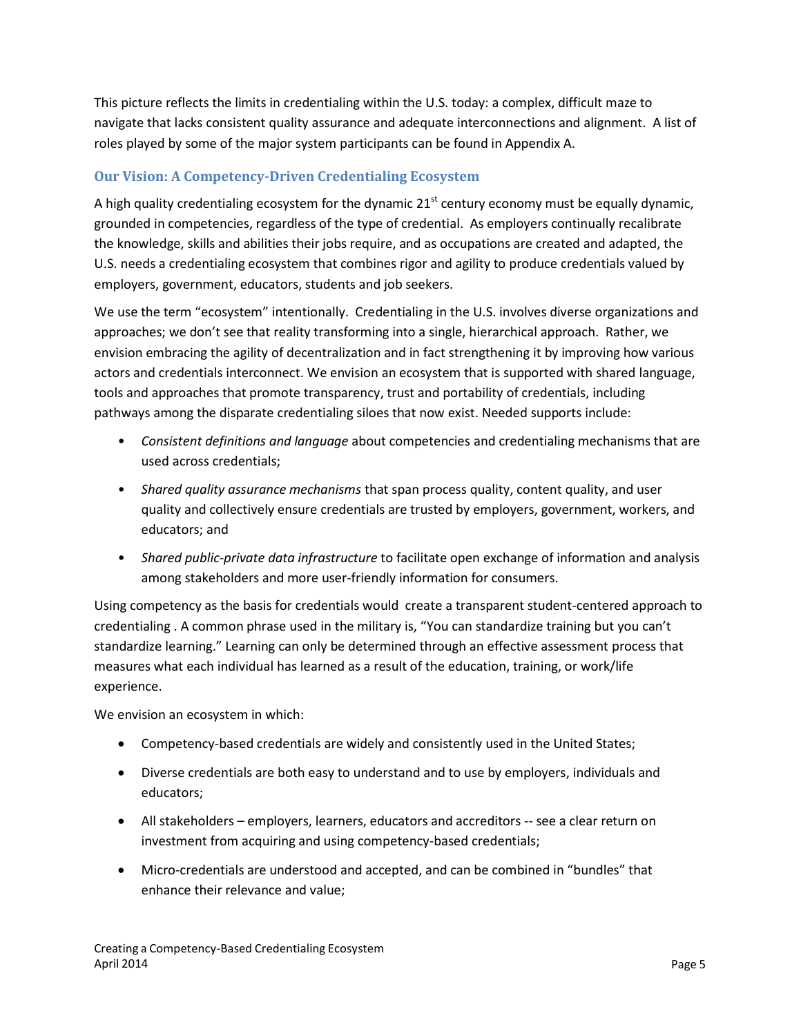This picture reflects the limits in credentialing within the U.S. today: a complex, difficult maze to navigate that lacks consistent quality assurance and adequate interconnections and alignment. A list of roles played by some of the major system participants can be found in Appendix A.

### Our Vision: A Competency-Driven Credentialing Ecosystem

A high quality credentialing ecosystem for the dynamic 21st century economy must be equally dynamic, grounded in competencies, regardless of the type of credential. As employers continually recalibrate the knowledge, skills and abilities their jobs require, and as occupations are created and adapted, the U.S. needs a credentialing ecosystem that combines rigor and agility to produce credentials valued by employers, government, educators, students and job seekers.

We use the term "ecosystem" intentionally. Credentialing in the U.S. involves diverse organizations and approaches; we don't see that reality transforming into a single, hierarchical approach. Rather, we envision embracing the agility of decentralization and in fact strengthening it by improving how various actors and credentials interconnect. We envision an ecosystem that is supported with shared language, tools and approaches that promote transparency, trust and portability of credentials, including pathways among the disparate credentialing siloes that now exist. Needed supports include:

- *Consistent definitions and language* about competencies and credentialing mechanisms that are used across credentials;
- *Shared quality assurance mechanisms* that span process quality, content quality, and user quality and collectively ensure credentials are trusted by employers, government, workers, and educators; and
- *Shared public-private data infrastructure* to facilitate open exchange of information and analysis among stakeholders and more user-friendly information for consumers.

Using competency as the basis for credentials would create a transparent student-centered approach to credentialing . A common phrase used in the military is, "You can standardize training but you can't standardize learning." Learning can only be determined through an effective assessment process that measures what each individual has learned as a result of the education, training, or work/life experience.

We envision an ecosystem in which:

- Competency-based credentials are widely and consistently used in the United States;
- Diverse credentials are both easy to understand and to use by employers, individuals and educators;
- All stakeholders – employers, learners, educators and accreditors -- see a clear return on investment from acquiring and using competency-based credentials;
- Micro-credentials are understood and accepted, and can be combined in "bundles" that enhance their relevance and value;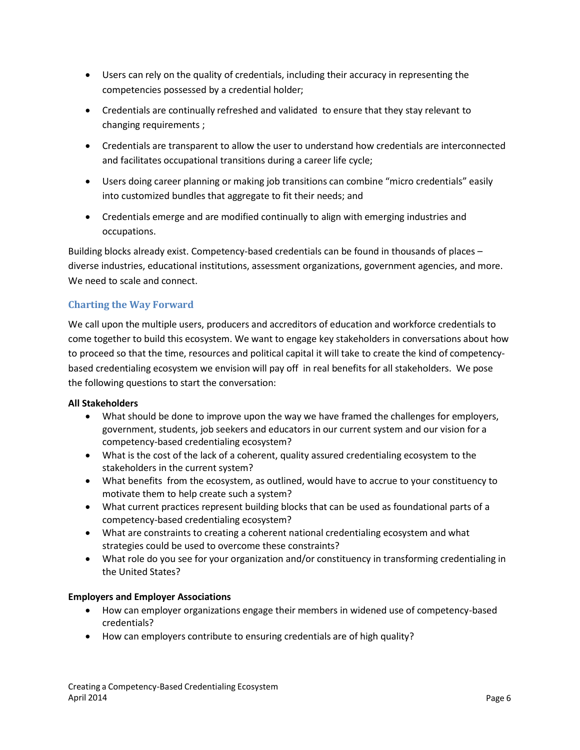- Users can rely on the quality of credentials, including their accuracy in representing the competencies possessed by a credential holder;
- Credentials are continually refreshed and validated to ensure that they stay relevant to changing requirements ;
- Credentials are transparent to allow the user to understand how credentials are interconnected and facilitates occupational transitions during a career life cycle;
- Users doing career planning or making job transitions can combine "micro credentials" easily into customized bundles that aggregate to fit their needs; and
- Credentials emerge and are modified continually to align with emerging industries and occupations.

Building blocks already exist. Competency-based credentials can be found in thousands of places – diverse industries, educational institutions, assessment organizations, government agencies, and more. We need to scale and connect.

## Charting the Way Forward

We call upon the multiple users, producers and accreditors of education and workforce credentials to come together to build this ecosystem. We want to engage key stakeholders in conversations about how to proceed so that the time, resources and political capital it will take to create the kind of competency-based credentialing ecosystem we envision will pay off in real benefits for all stakeholders. We pose the following questions to start the conversation:

**All Stakeholders**

- What should be done to improve upon the way we have framed the challenges for employers, government, students, job seekers and educators in our current system and our vision for a competency-based credentialing ecosystem?
- What is the cost of the lack of a coherent, quality assured credentialing ecosystem to the stakeholders in the current system?
- What benefits from the ecosystem, as outlined, would have to accrue to your constituency to motivate them to help create such a system?
- What current practices represent building blocks that can be used as foundational parts of a competency-based credentialing ecosystem?
- What are constraints to creating a coherent national credentialing ecosystem and what strategies could be used to overcome these constraints?
- What role do you see for your organization and/or constituency in transforming credentialing in the United States?

**Employers and Employer Associations**

- How can employer organizations engage their members in widened use of competency-based credentials?
- How can employers contribute to ensuring credentials are of high quality?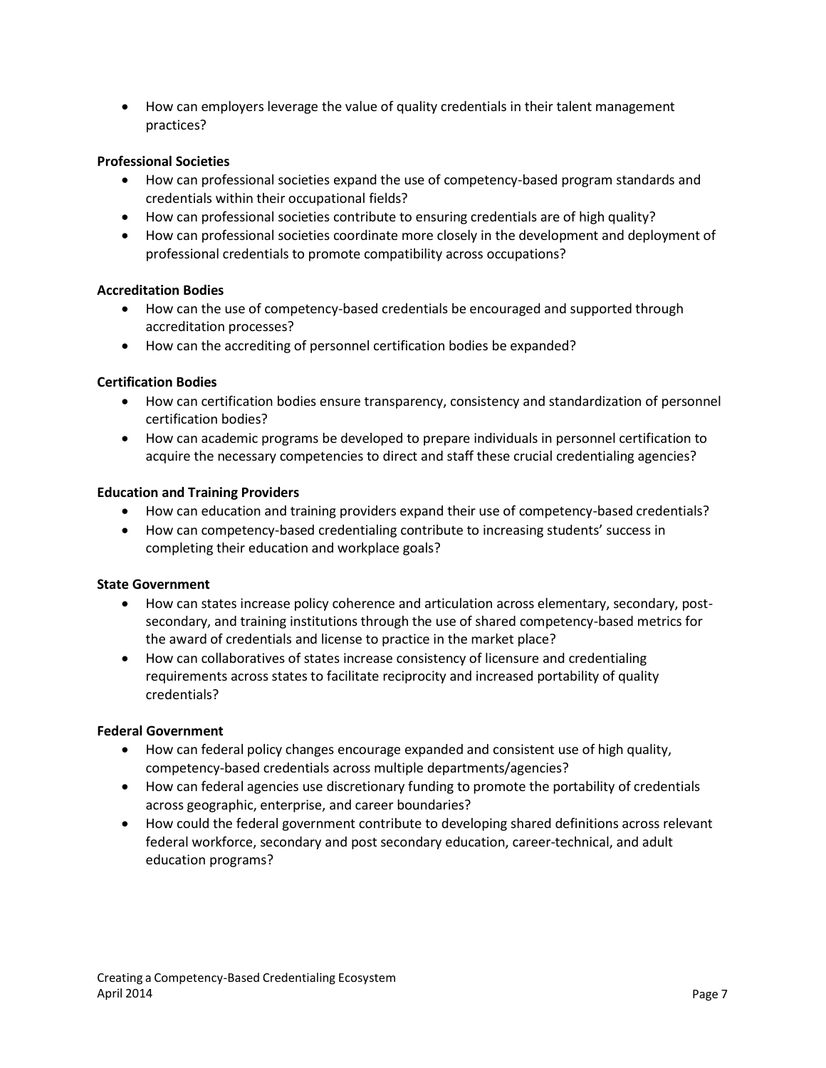- How can employers leverage the value of quality credentials in their talent management practices?

**Professional Societies**

- How can professional societies expand the use of competency-based program standards and credentials within their occupational fields?
- How can professional societies contribute to ensuring credentials are of high quality?
- How can professional societies coordinate more closely in the development and deployment of professional credentials to promote compatibility across occupations?

**Accreditation Bodies**

- How can the use of competency-based credentials be encouraged and supported through accreditation processes?
- How can the accrediting of personnel certification bodies be expanded?

**Certification Bodies**

- How can certification bodies ensure transparency, consistency and standardization of personnel certification bodies?
- How can academic programs be developed to prepare individuals in personnel certification to acquire the necessary competencies to direct and staff these crucial credentialing agencies?

**Education and Training Providers**

- How can education and training providers expand their use of competency-based credentials?
- How can competency-based credentialing contribute to increasing students' success in completing their education and workplace goals?

**State Government**

- How can states increase policy coherence and articulation across elementary, secondary, post-secondary, and training institutions through the use of shared competency-based metrics for the award of credentials and license to practice in the market place?
- How can collaboratives of states increase consistency of licensure and credentialing requirements across states to facilitate reciprocity and increased portability of quality credentials?

**Federal Government**

- How can federal policy changes encourage expanded and consistent use of high quality, competency-based credentials across multiple departments/agencies?
- How can federal agencies use discretionary funding to promote the portability of credentials across geographic, enterprise, and career boundaries?
- How could the federal government contribute to developing shared definitions across relevant federal workforce, secondary and post secondary education, career-technical, and adult education programs?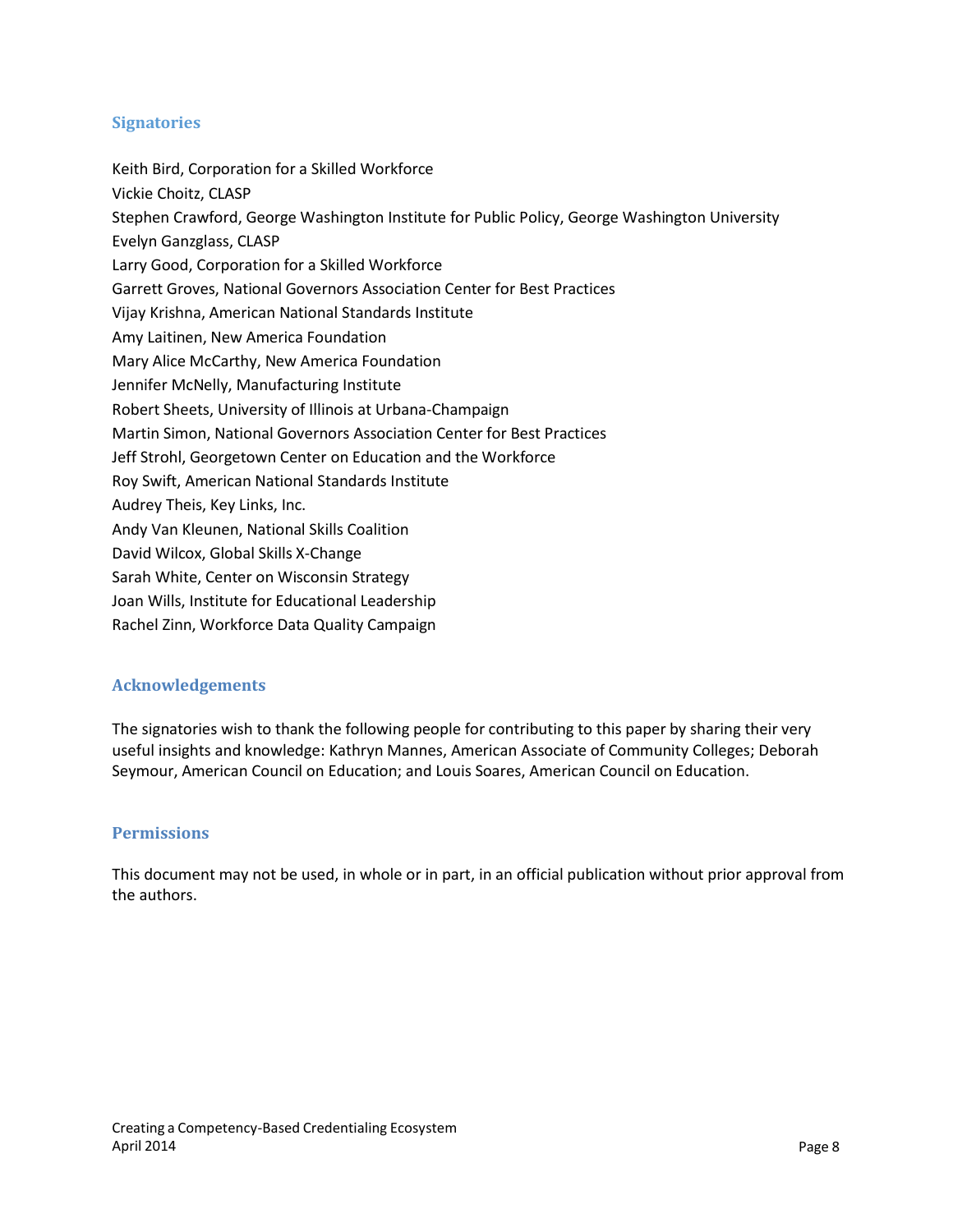## Signatories

Keith Bird, Corporation for a Skilled Workforce
Vickie Choitz, CLASP
Stephen Crawford, George Washington Institute for Public Policy, George Washington University
Evelyn Ganzglass, CLASP
Larry Good, Corporation for a Skilled Workforce
Garrett Groves, National Governors Association Center for Best Practices
Vijay Krishna, American National Standards Institute
Amy Laitinen, New America Foundation
Mary Alice McCarthy, New America Foundation
Jennifer McNelly, Manufacturing Institute
Robert Sheets, University of Illinois at Urbana-Champaign
Martin Simon, National Governors Association Center for Best Practices
Jeff Strohl, Georgetown Center on Education and the Workforce
Roy Swift, American National Standards Institute
Audrey Theis, Key Links, Inc.
Andy Van Kleunen, National Skills Coalition
David Wilcox, Global Skills X-Change
Sarah White, Center on Wisconsin Strategy
Joan Wills, Institute for Educational Leadership
Rachel Zinn, Workforce Data Quality Campaign

## Acknowledgements

The signatories wish to thank the following people for contributing to this paper by sharing their very useful insights and knowledge: Kathryn Mannes, American Associate of Community Colleges; Deborah Seymour, American Council on Education; and Louis Soares, American Council on Education.

## Permissions

This document may not be used, in whole or in part, in an official publication without prior approval from the authors.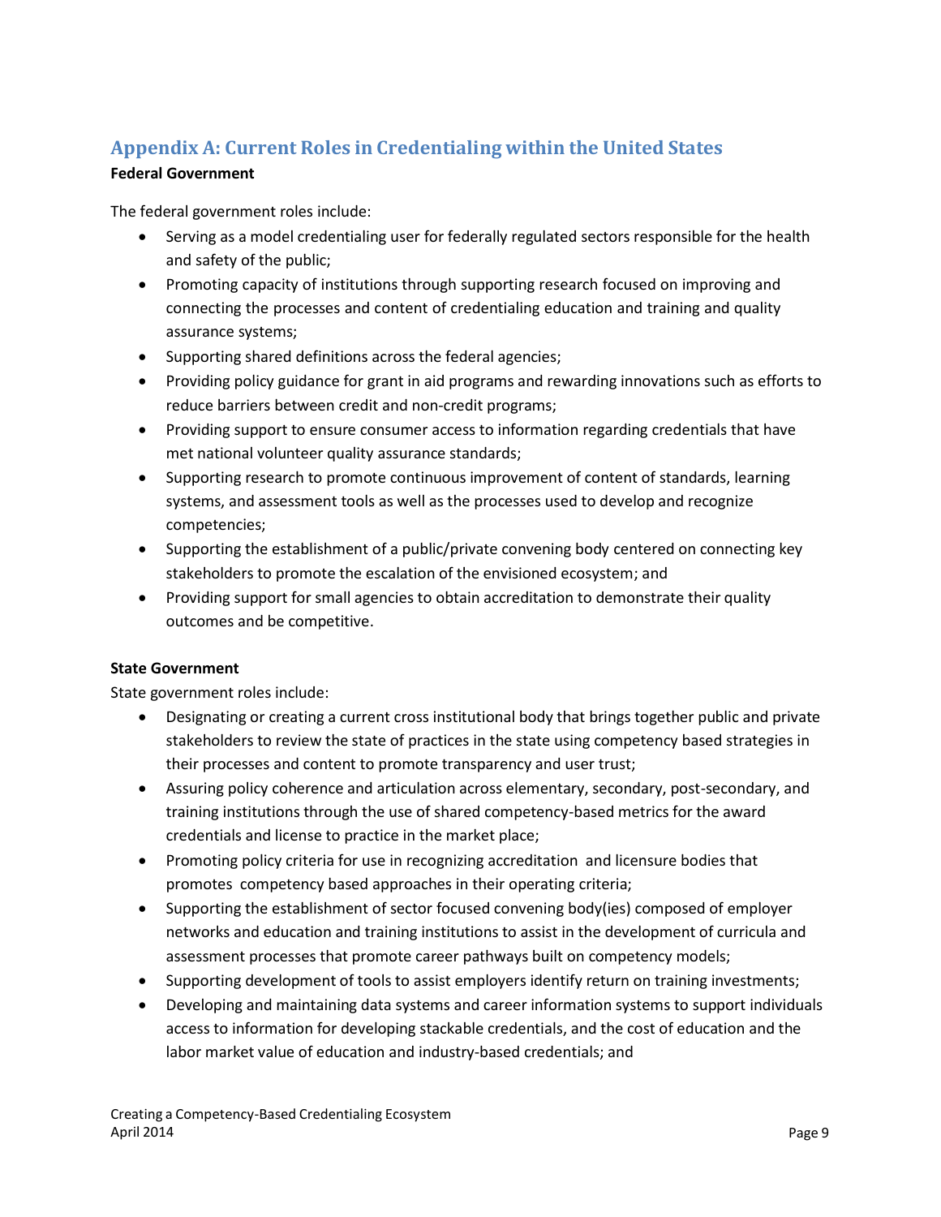## Appendix A: Current Roles in Credentialing within the United States

**Federal Government**

The federal government roles include:

- Serving as a model credentialing user for federally regulated sectors responsible for the health and safety of the public;
- Promoting capacity of institutions through supporting research focused on improving and connecting the processes and content of credentialing education and training and quality assurance systems;
- Supporting shared definitions across the federal agencies;
- Providing policy guidance for grant in aid programs and rewarding innovations such as efforts to reduce barriers between credit and non-credit programs;
- Providing support to ensure consumer access to information regarding credentials that have met national volunteer quality assurance standards;
- Supporting research to promote continuous improvement of content of standards, learning systems, and assessment tools as well as the processes used to develop and recognize competencies;
- Supporting the establishment of a public/private convening body centered on connecting key stakeholders to promote the escalation of the envisioned ecosystem; and
- Providing support for small agencies to obtain accreditation to demonstrate their quality outcomes and be competitive.

**State Government**

State government roles include:

- Designating or creating a current cross institutional body that brings together public and private stakeholders to review the state of practices in the state using competency based strategies in their processes and content to promote transparency and user trust;
- Assuring policy coherence and articulation across elementary, secondary, post-secondary, and training institutions through the use of shared competency-based metrics for the award credentials and license to practice in the market place;
- Promoting policy criteria for use in recognizing accreditation and licensure bodies that promotes competency based approaches in their operating criteria;
- Supporting the establishment of sector focused convening body(ies) composed of employer networks and education and training institutions to assist in the development of curricula and assessment processes that promote career pathways built on competency models;
- Supporting development of tools to assist employers identify return on training investments;
- Developing and maintaining data systems and career information systems to support individuals access to information for developing stackable credentials, and the cost of education and the labor market value of education and industry-based credentials; and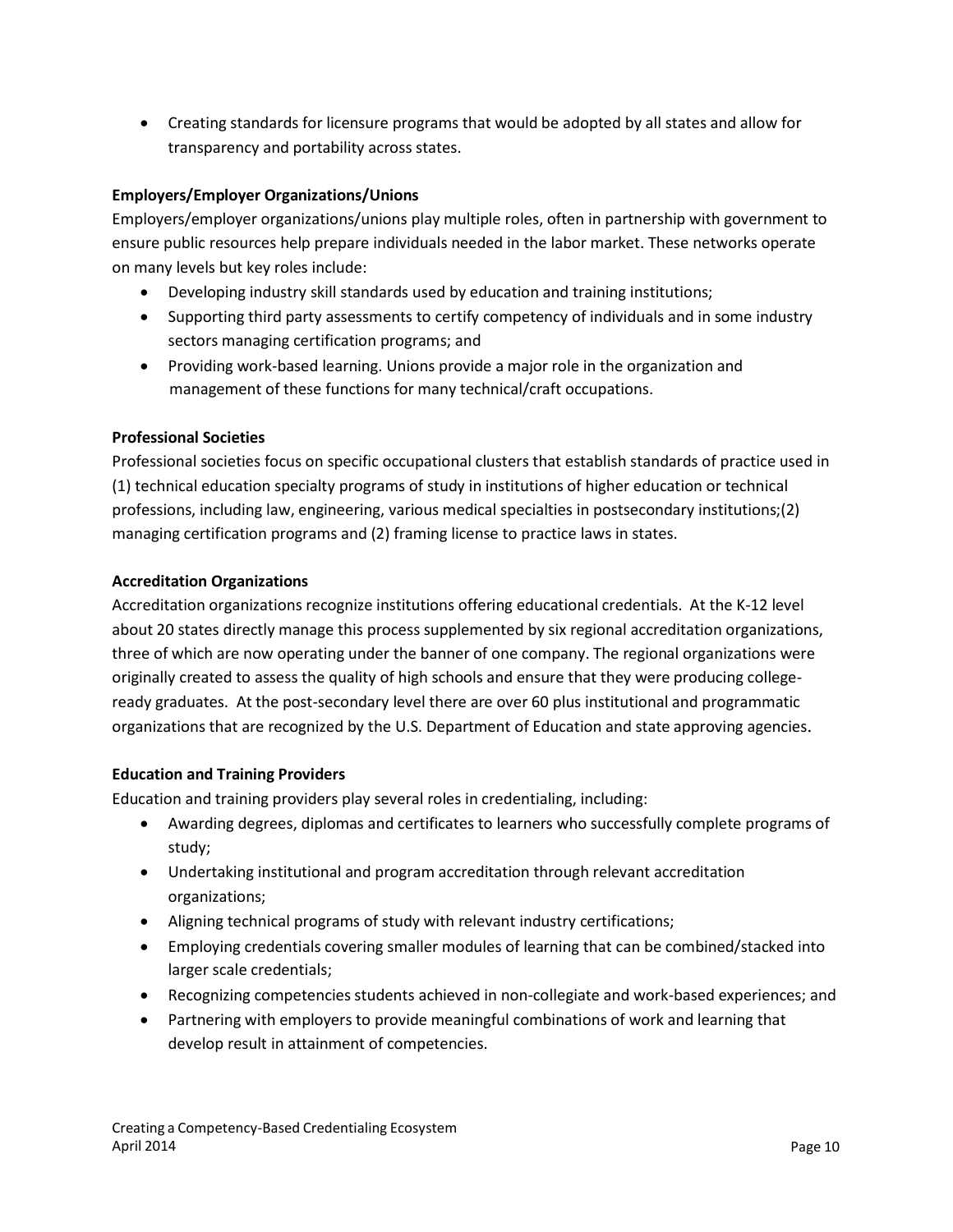- Creating standards for licensure programs that would be adopted by all states and allow for transparency and portability across states.

**Employers/Employer Organizations/Unions**

Employers/employer organizations/unions play multiple roles, often in partnership with government to ensure public resources help prepare individuals needed in the labor market. These networks operate on many levels but key roles include:

- Developing industry skill standards used by education and training institutions;
- Supporting third party assessments to certify competency of individuals and in some industry sectors managing certification programs; and
- Providing work-based learning. Unions provide a major role in the organization and management of these functions for many technical/craft occupations.

**Professional Societies**

Professional societies focus on specific occupational clusters that establish standards of practice used in (1) technical education specialty programs of study in institutions of higher education or technical professions, including law, engineering, various medical specialties in postsecondary institutions;(2) managing certification programs and (2) framing license to practice laws in states.

**Accreditation Organizations**

Accreditation organizations recognize institutions offering educational credentials. At the K-12 level about 20 states directly manage this process supplemented by six regional accreditation organizations, three of which are now operating under the banner of one company. The regional organizations were originally created to assess the quality of high schools and ensure that they were producing college-ready graduates. At the post-secondary level there are over 60 plus institutional and programmatic organizations that are recognized by the U.S. Department of Education and state approving agencies.

**Education and Training Providers**

Education and training providers play several roles in credentialing, including:

- Awarding degrees, diplomas and certificates to learners who successfully complete programs of study;
- Undertaking institutional and program accreditation through relevant accreditation organizations;
- Aligning technical programs of study with relevant industry certifications;
- Employing credentials covering smaller modules of learning that can be combined/stacked into larger scale credentials;
- Recognizing competencies students achieved in non-collegiate and work-based experiences; and
- Partnering with employers to provide meaningful combinations of work and learning that develop result in attainment of competencies.